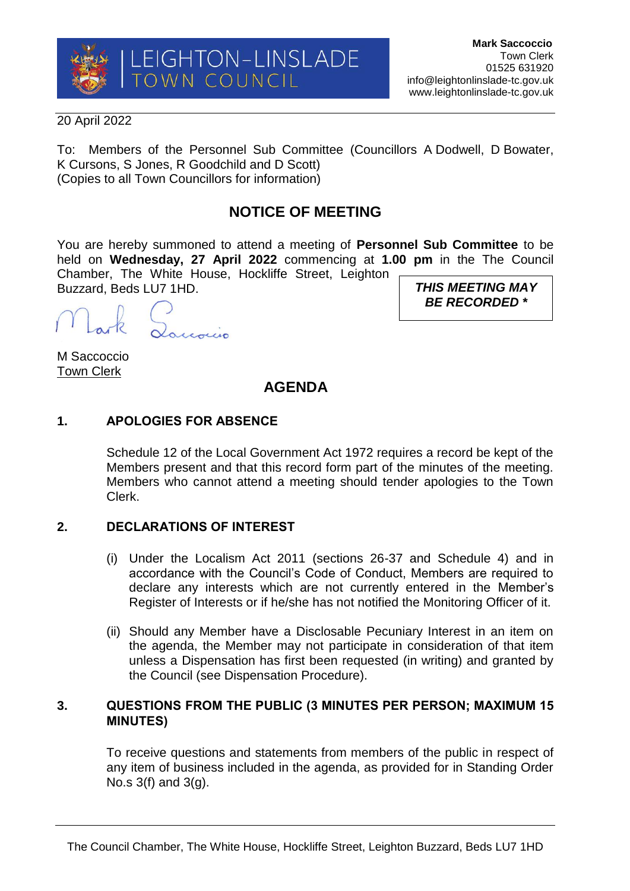LEIGHTON-LINSLADE TOWN COUNCIL

**Mark Saccoccio**
Town Clerk
01525 631920
info@leightonlinslade-tc.gov.uk
www.leightonlinslade-tc.gov.uk

20 April 2022

To: Members of the Personnel Sub Committee (Councillors A Dodwell, D Bowater, K Cursons, S Jones, R Goodchild and D Scott)
(Copies to all Town Councillors for information)

## NOTICE OF MEETING

You are hereby summoned to attend a meeting of **Personnel Sub Committee** to be held on **Wednesday, 27 April 2022** commencing at **1.00 pm** in the The Council Chamber, The White House, Hockliffe Street, Leighton Buzzard, Beds LU7 1HD.

***THIS MEETING MAY BE RECORDED \****

Mark Saccoccio

M Saccoccio
Town Clerk

## AGENDA

### 1. APOLOGIES FOR ABSENCE

Schedule 12 of the Local Government Act 1972 requires a record be kept of the Members present and that this record form part of the minutes of the meeting. Members who cannot attend a meeting should tender apologies to the Town Clerk.

### 2. DECLARATIONS OF INTEREST

(i) Under the Localism Act 2011 (sections 26-37 and Schedule 4) and in accordance with the Council's Code of Conduct, Members are required to declare any interests which are not currently entered in the Member's Register of Interests or if he/she has not notified the Monitoring Officer of it.

(ii) Should any Member have a Disclosable Pecuniary Interest in an item on the agenda, the Member may not participate in consideration of that item unless a Dispensation has first been requested (in writing) and granted by the Council (see Dispensation Procedure).

### 3. QUESTIONS FROM THE PUBLIC (3 MINUTES PER PERSON; MAXIMUM 15 MINUTES)

To receive questions and statements from members of the public in respect of any item of business included in the agenda, as provided for in Standing Order No.s 3(f) and 3(g).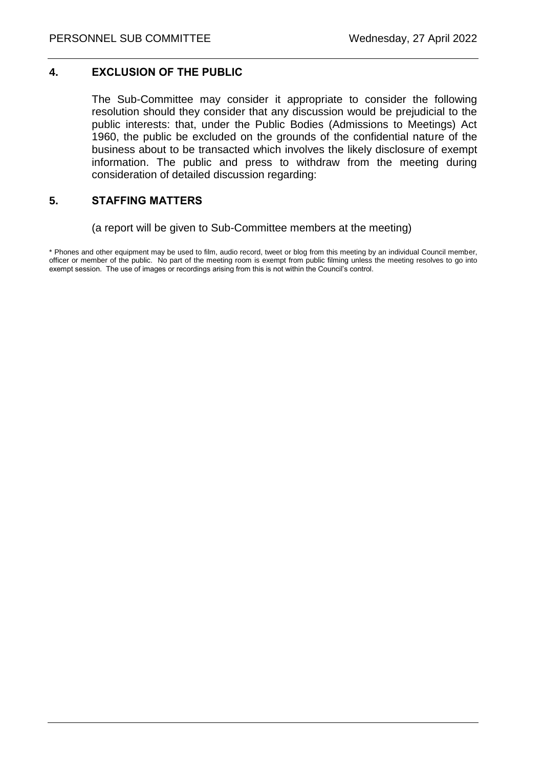## 4. EXCLUSION OF THE PUBLIC

The Sub-Committee may consider it appropriate to consider the following resolution should they consider that any discussion would be prejudicial to the public interests: that, under the Public Bodies (Admissions to Meetings) Act 1960, the public be excluded on the grounds of the confidential nature of the business about to be transacted which involves the likely disclosure of exempt information. The public and press to withdraw from the meeting during consideration of detailed discussion regarding:

## 5. STAFFING MATTERS

(a report will be given to Sub-Committee members at the meeting)

\* Phones and other equipment may be used to film, audio record, tweet or blog from this meeting by an individual Council member, officer or member of the public. No part of the meeting room is exempt from public filming unless the meeting resolves to go into exempt session. The use of images or recordings arising from this is not within the Council's control.